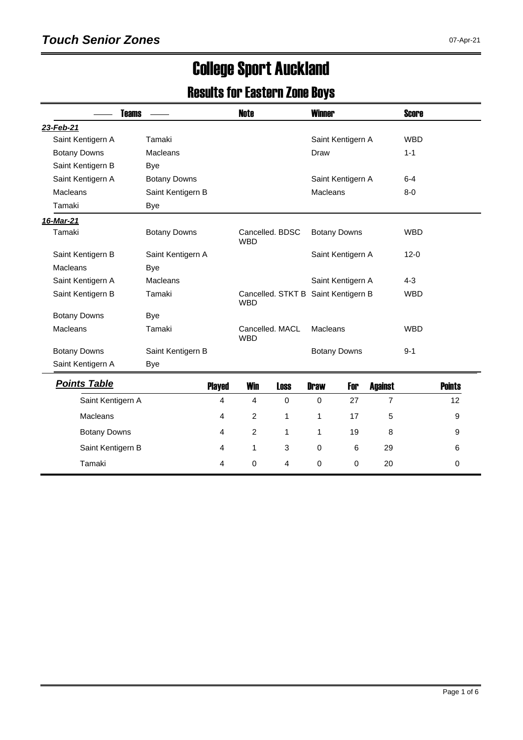# Touch Senior Zones

07-Apr-21

# College Sport Auckland

## Results for Eastern Zone Boys

| Teams | | Note | Winner | Score |
|---|---|---|---|---|
| ***23-Feb-21*** | | | | |
| Saint Kentigern A | Tamaki | | Saint Kentigern A | WBD |
| Botany Downs | Macleans | | Draw | 1-1 |
| Saint Kentigern B | Bye | | | |
| Saint Kentigern A | Botany Downs | | Saint Kentigern A | 6-4 |
| Macleans | Saint Kentigern B | | Macleans | 8-0 |
| Tamaki | Bye | | | |
| ***16-Mar-21*** | | | | |
| Tamaki | Botany Downs | Cancelled. BDSC WBD | Botany Downs | WBD |
| Saint Kentigern B | Saint Kentigern A | | Saint Kentigern A | 12-0 |
| Macleans | Bye | | | |
| Saint Kentigern A | Macleans | | Saint Kentigern A | 4-3 |
| Saint Kentigern B | Tamaki | Cancelled. STKT B WBD | Saint Kentigern B | WBD |
| Botany Downs | Bye | | | |
| Macleans | Tamaki | Cancelled. MACL WBD | Macleans | WBD |
| Botany Downs | Saint Kentigern B | | Botany Downs | 9-1 |
| Saint Kentigern A | Bye | | | |

### *Points Table*

| Team | Played | Win | Loss | Draw | For | Against | Points |
|---|---|---|---|---|---|---|---|
| Saint Kentigern A | 4 | 4 | 0 | 0 | 27 | 7 | 12 |
| Macleans | 4 | 2 | 1 | 1 | 17 | 5 | 9 |
| Botany Downs | 4 | 2 | 1 | 1 | 19 | 8 | 9 |
| Saint Kentigern B | 4 | 1 | 3 | 0 | 6 | 29 | 6 |
| Tamaki | 4 | 0 | 4 | 0 | 0 | 20 | 0 |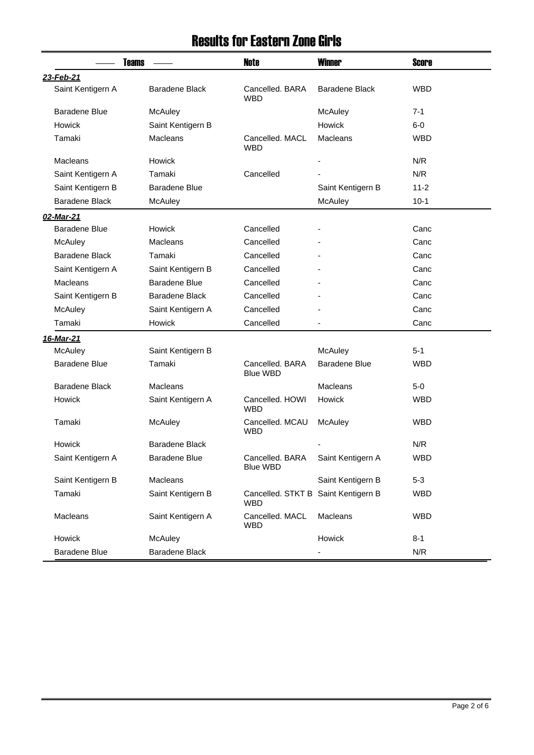# Results for Eastern Zone Girls

| Teams | | Note | Winner | Score |
|---|---|---|---|---|
| ***23-Feb-21*** | | | | |
| Saint Kentigern A | Baradene Black | Cancelled. BARA WBD | Baradene Black | WBD |
| Baradene Blue | McAuley | | McAuley | 7-1 |
| Howick | Saint Kentigern B | | Howick | 6-0 |
| Tamaki | Macleans | Cancelled. MACL WBD | Macleans | WBD |
| Macleans | Howick | | - | N/R |
| Saint Kentigern A | Tamaki | Cancelled | - | N/R |
| Saint Kentigern B | Baradene Blue | | Saint Kentigern B | 11-2 |
| Baradene Black | McAuley | | McAuley | 10-1 |
| ***02-Mar-21*** | | | | |
| Baradene Blue | Howick | Cancelled | - | Canc |
| McAuley | Macleans | Cancelled | - | Canc |
| Baradene Black | Tamaki | Cancelled | - | Canc |
| Saint Kentigern A | Saint Kentigern B | Cancelled | - | Canc |
| Macleans | Baradene Blue | Cancelled | - | Canc |
| Saint Kentigern B | Baradene Black | Cancelled | - | Canc |
| McAuley | Saint Kentigern A | Cancelled | - | Canc |
| Tamaki | Howick | Cancelled | - | Canc |
| ***16-Mar-21*** | | | | |
| McAuley | Saint Kentigern B | | McAuley | 5-1 |
| Baradene Blue | Tamaki | Cancelled. BARA Blue WBD | Baradene Blue | WBD |
| Baradene Black | Macleans | | Macleans | 5-0 |
| Howick | Saint Kentigern A | Cancelled. HOWI WBD | Howick | WBD |
| Tamaki | McAuley | Cancelled. MCAU WBD | McAuley | WBD |
| Howick | Baradene Black | | - | N/R |
| Saint Kentigern A | Baradene Blue | Cancelled. BARA Blue WBD | Saint Kentigern A | WBD |
| Saint Kentigern B | Macleans | | Saint Kentigern B | 5-3 |
| Tamaki | Saint Kentigern B | Cancelled. STKT B WBD | Saint Kentigern B | WBD |
| Macleans | Saint Kentigern A | Cancelled. MACL WBD | Macleans | WBD |
| Howick | McAuley | | Howick | 8-1 |
| Baradene Blue | Baradene Black | | - | N/R |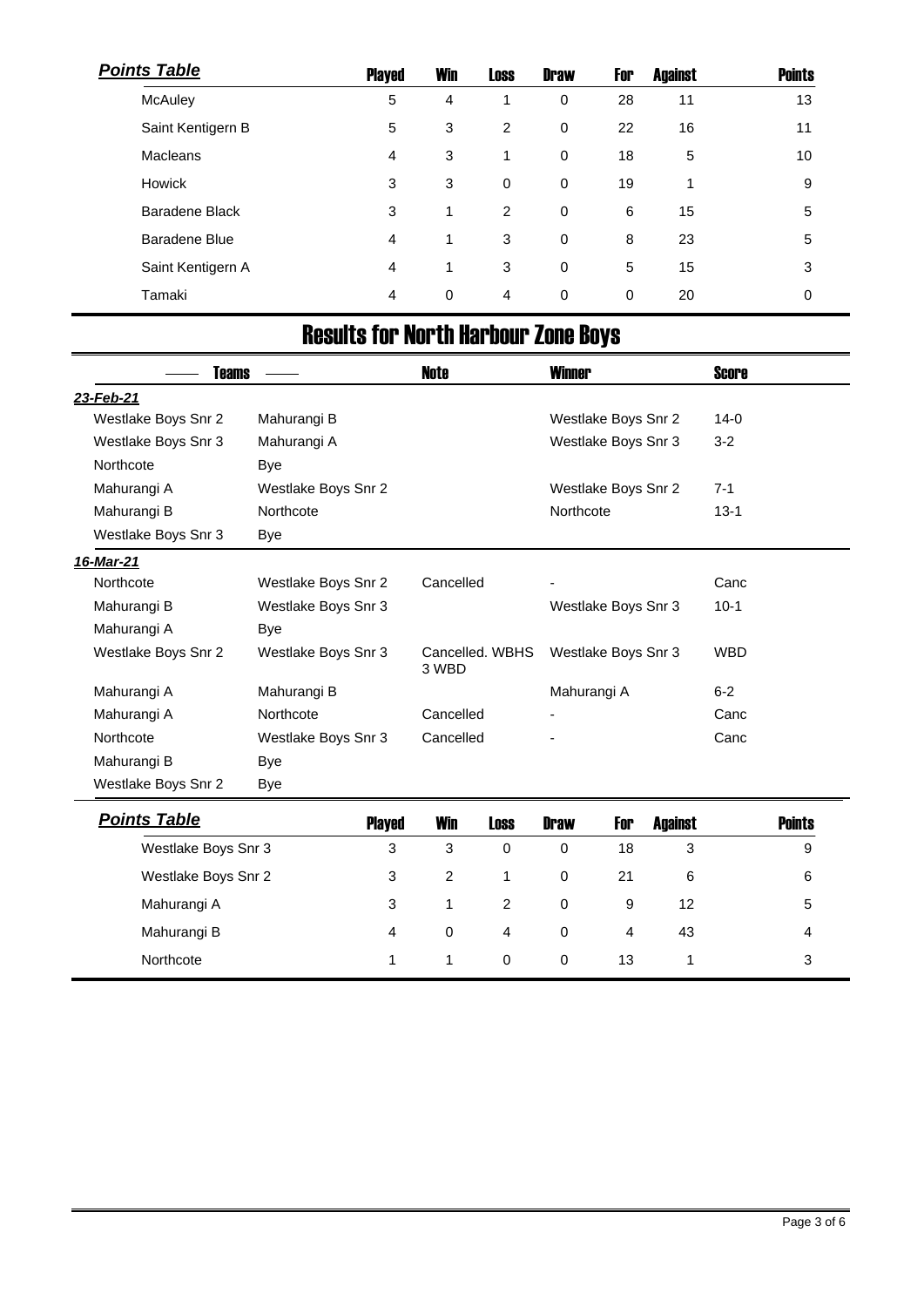**_Points Table_**

| | Played | Win | Loss | Draw | For | Against | Points |
|---|---|---|---|---|---|---|---|
| McAuley | 5 | 4 | 1 | 0 | 28 | 11 | 13 |
| Saint Kentigern B | 5 | 3 | 2 | 0 | 22 | 16 | 11 |
| Macleans | 4 | 3 | 1 | 0 | 18 | 5 | 10 |
| Howick | 3 | 3 | 0 | 0 | 19 | 1 | 9 |
| Baradene Black | 3 | 1 | 2 | 0 | 6 | 15 | 5 |
| Baradene Blue | 4 | 1 | 3 | 0 | 8 | 23 | 5 |
| Saint Kentigern A | 4 | 1 | 3 | 0 | 5 | 15 | 3 |
| Tamaki | 4 | 0 | 4 | 0 | 0 | 20 | 0 |

# Results for North Harbour Zone Boys

| Teams | | Note | Winner | Score |
|---|---|---|---|---|
| **_23-Feb-21_** | | | | |
| Westlake Boys Snr 2 | Mahurangi B | | Westlake Boys Snr 2 | 14-0 |
| Westlake Boys Snr 3 | Mahurangi A | | Westlake Boys Snr 3 | 3-2 |
| Northcote | Bye | | | |
| Mahurangi A | Westlake Boys Snr 2 | | Westlake Boys Snr 2 | 7-1 |
| Mahurangi B | Northcote | | Northcote | 13-1 |
| Westlake Boys Snr 3 | Bye | | | |
| **_16-Mar-21_** | | | | |
| Northcote | Westlake Boys Snr 2 | Cancelled | - | Canc |
| Mahurangi B | Westlake Boys Snr 3 | | Westlake Boys Snr 3 | 10-1 |
| Mahurangi A | Bye | | | |
| Westlake Boys Snr 2 | Westlake Boys Snr 3 | Cancelled. WBHS 3 WBD | Westlake Boys Snr 3 | WBD |
| Mahurangi A | Mahurangi B | | Mahurangi A | 6-2 |
| Mahurangi A | Northcote | Cancelled | - | Canc |
| Northcote | Westlake Boys Snr 3 | Cancelled | - | Canc |
| Mahurangi B | Bye | | | |
| Westlake Boys Snr 2 | Bye | | | |

**_Points Table_**

| | Played | Win | Loss | Draw | For | Against | Points |
|---|---|---|---|---|---|---|---|
| Westlake Boys Snr 3 | 3 | 3 | 0 | 0 | 18 | 3 | 9 |
| Westlake Boys Snr 2 | 3 | 2 | 1 | 0 | 21 | 6 | 6 |
| Mahurangi A | 3 | 1 | 2 | 0 | 9 | 12 | 5 |
| Mahurangi B | 4 | 0 | 4 | 0 | 4 | 43 | 4 |
| Northcote | 1 | 1 | 0 | 0 | 13 | 1 | 3 |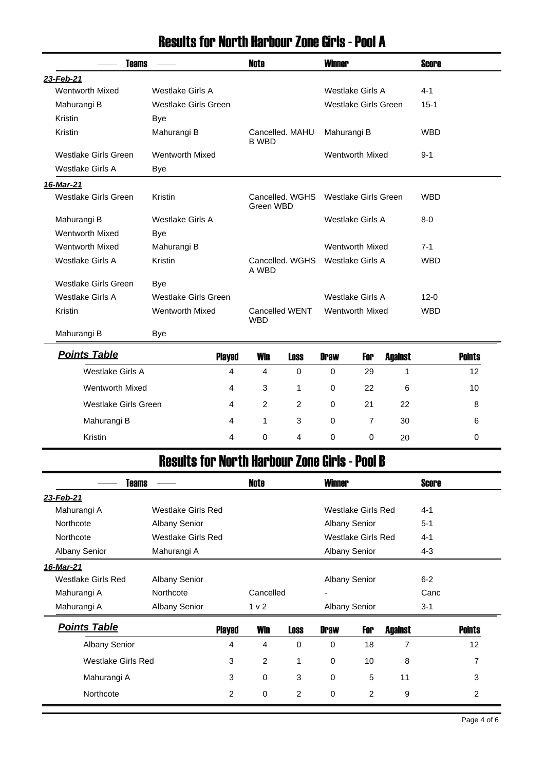# Results for North Harbour Zone Girls - Pool A

| Teams | | Note | Winner | Score |
|---|---|---|---|---|
| ***23-Feb-21*** | | | | |
| Wentworth Mixed | Westlake Girls A | | Westlake Girls A | 4-1 |
| Mahurangi B | Westlake Girls Green | | Westlake Girls Green | 15-1 |
| Kristin | Bye | | | |
| Kristin | Mahurangi B | Cancelled. MAHU B WBD | Mahurangi B | WBD |
| Westlake Girls Green | Wentworth Mixed | | Wentworth Mixed | 9-1 |
| Westlake Girls A | Bye | | | |
| ***16-Mar-21*** | | | | |
| Westlake Girls Green | Kristin | Cancelled. WGHS Green WBD | Westlake Girls Green | WBD |
| Mahurangi B | Westlake Girls A | | Westlake Girls A | 8-0 |
| Wentworth Mixed | Bye | | | |
| Wentworth Mixed | Mahurangi B | | Wentworth Mixed | 7-1 |
| Westlake Girls A | Kristin | Cancelled. WGHS A WBD | Westlake Girls A | WBD |
| Westlake Girls Green | Bye | | | |
| Westlake Girls A | Westlake Girls Green | | Westlake Girls A | 12-0 |
| Kristin | Wentworth Mixed | Cancelled WENT WBD | Wentworth Mixed | WBD |
| Mahurangi B | Bye | | | |

***Points Table***

| | Played | Win | Loss | Draw | For | Against | Points |
|---|---|---|---|---|---|---|---|
| Westlake Girls A | 4 | 4 | 0 | 0 | 29 | 1 | 12 |
| Wentworth Mixed | 4 | 3 | 1 | 0 | 22 | 6 | 10 |
| Westlake Girls Green | 4 | 2 | 2 | 0 | 21 | 22 | 8 |
| Mahurangi B | 4 | 1 | 3 | 0 | 7 | 30 | 6 |
| Kristin | 4 | 0 | 4 | 0 | 0 | 20 | 0 |

# Results for North Harbour Zone Girls - Pool B

| Teams | | Note | Winner | Score |
|---|---|---|---|---|
| ***23-Feb-21*** | | | | |
| Mahurangi A | Westlake Girls Red | | Westlake Girls Red | 4-1 |
| Northcote | Albany Senior | | Albany Senior | 5-1 |
| Northcote | Westlake Girls Red | | Westlake Girls Red | 4-1 |
| Albany Senior | Mahurangi A | | Albany Senior | 4-3 |
| ***16-Mar-21*** | | | | |
| Westlake Girls Red | Albany Senior | | Albany Senior | 6-2 |
| Mahurangi A | Northcote | Cancelled | - | Canc |
| Mahurangi A | Albany Senior | 1 v 2 | Albany Senior | 3-1 |

***Points Table***

| | Played | Win | Loss | Draw | For | Against | Points |
|---|---|---|---|---|---|---|---|
| Albany Senior | 4 | 4 | 0 | 0 | 18 | 7 | 12 |
| Westlake Girls Red | 3 | 2 | 1 | 0 | 10 | 8 | 7 |
| Mahurangi A | 3 | 0 | 3 | 0 | 5 | 11 | 3 |
| Northcote | 2 | 0 | 2 | 0 | 2 | 9 | 2 |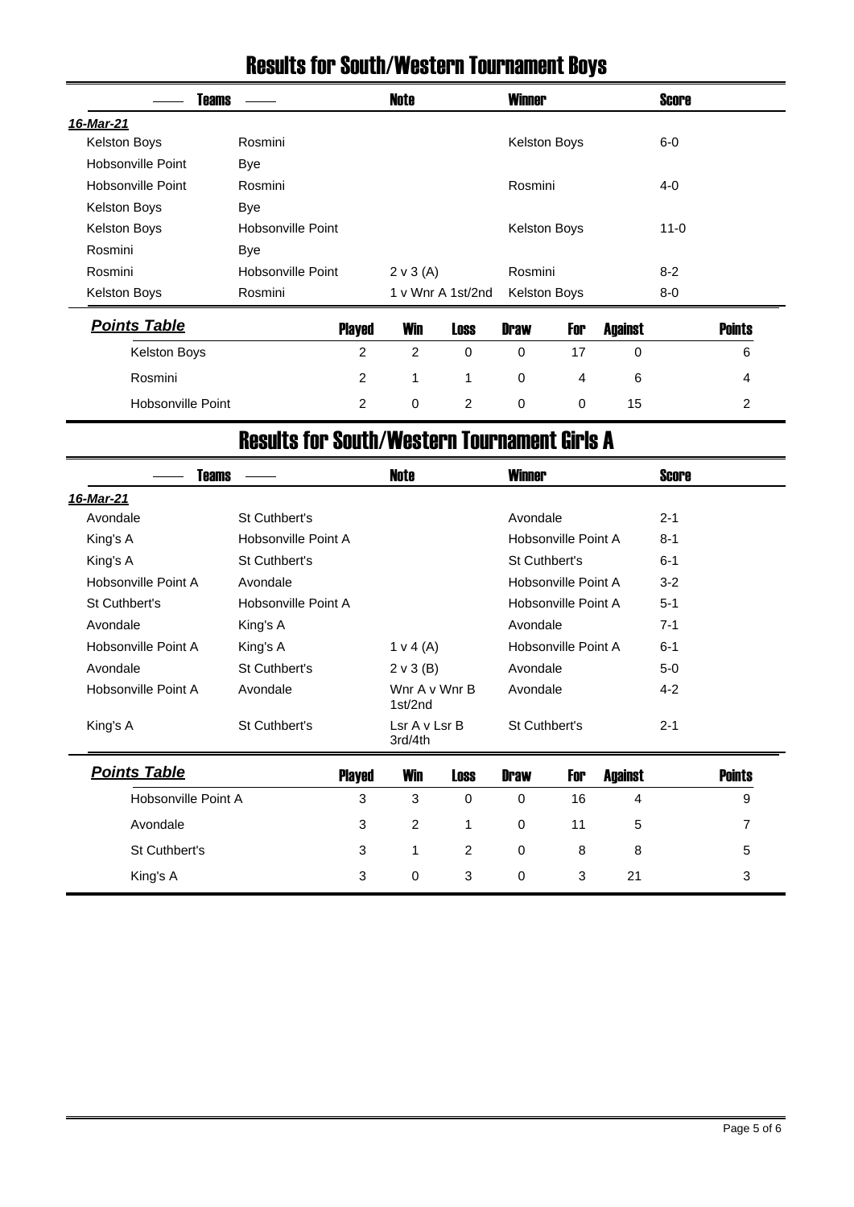# Results for South/Western Tournament Boys

| Teams | | Note | Winner | Score |
|---|---|---|---|---|
| ***16-Mar-21*** | | | | |
| Kelston Boys | Rosmini | | Kelston Boys | 6-0 |
| Hobsonville Point | Bye | | | |
| Hobsonville Point | Rosmini | | Rosmini | 4-0 |
| Kelston Boys | Bye | | | |
| Kelston Boys | Hobsonville Point | | Kelston Boys | 11-0 |
| Rosmini | Bye | | | |
| Rosmini | Hobsonville Point | 2 v 3 (A) | Rosmini | 8-2 |
| Kelston Boys | Rosmini | 1 v Wnr A 1st/2nd | Kelston Boys | 8-0 |

| *Points Table* | Played | Win | Loss | Draw | For | Against | Points |
|---|---|---|---|---|---|---|---|
| Kelston Boys | 2 | 2 | 0 | 0 | 17 | 0 | 6 |
| Rosmini | 2 | 1 | 1 | 0 | 4 | 6 | 4 |
| Hobsonville Point | 2 | 0 | 2 | 0 | 0 | 15 | 2 |

# Results for South/Western Tournament Girls A

| Teams | | Note | Winner | Score |
|---|---|---|---|---|
| ***16-Mar-21*** | | | | |
| Avondale | St Cuthbert's | | Avondale | 2-1 |
| King's A | Hobsonville Point A | | Hobsonville Point A | 8-1 |
| King's A | St Cuthbert's | | St Cuthbert's | 6-1 |
| Hobsonville Point A | Avondale | | Hobsonville Point A | 3-2 |
| St Cuthbert's | Hobsonville Point A | | Hobsonville Point A | 5-1 |
| Avondale | King's A | | Avondale | 7-1 |
| Hobsonville Point A | King's A | 1 v 4 (A) | Hobsonville Point A | 6-1 |
| Avondale | St Cuthbert's | 2 v 3 (B) | Avondale | 5-0 |
| Hobsonville Point A | Avondale | Wnr A v Wnr B 1st/2nd | Avondale | 4-2 |
| King's A | St Cuthbert's | Lsr A v Lsr B 3rd/4th | St Cuthbert's | 2-1 |

| *Points Table* | Played | Win | Loss | Draw | For | Against | Points |
|---|---|---|---|---|---|---|---|
| Hobsonville Point A | 3 | 3 | 0 | 0 | 16 | 4 | 9 |
| Avondale | 3 | 2 | 1 | 0 | 11 | 5 | 7 |
| St Cuthbert's | 3 | 1 | 2 | 0 | 8 | 8 | 5 |
| King's A | 3 | 0 | 3 | 0 | 3 | 21 | 3 |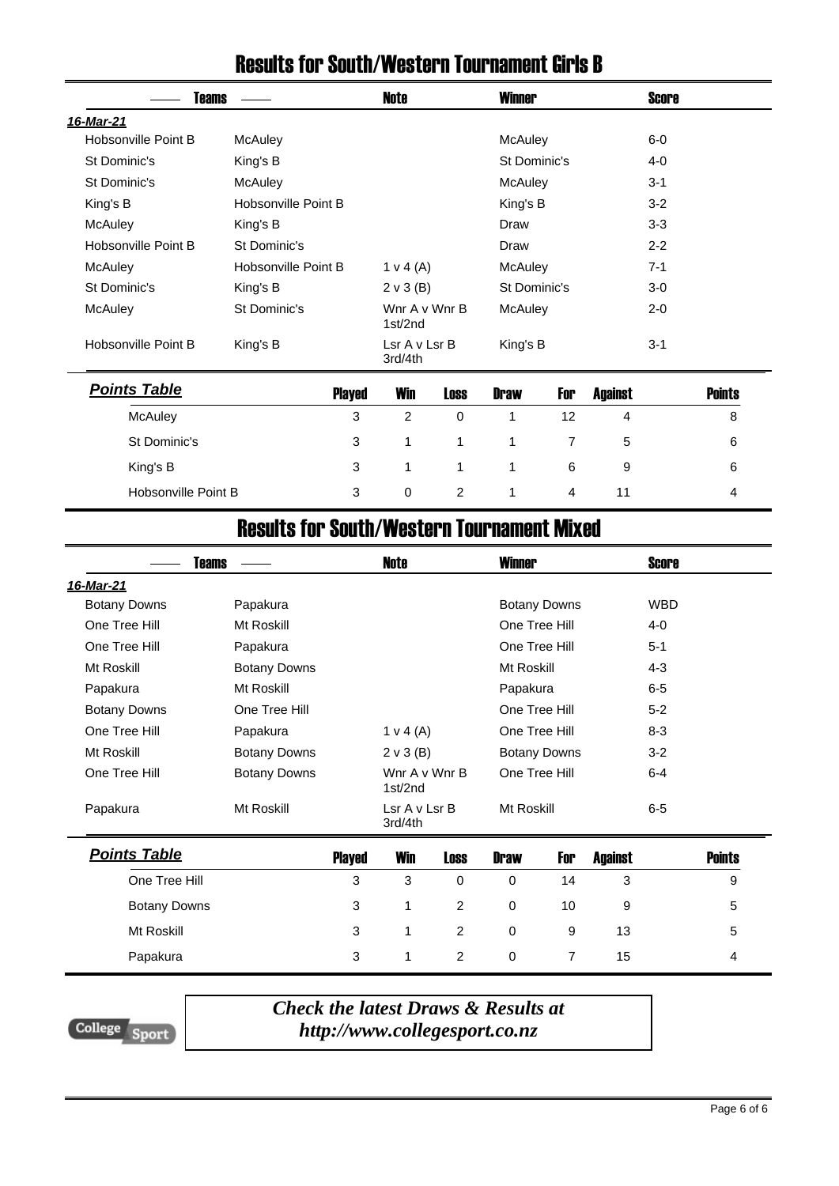# Results for South/Western Tournament Girls B

| Teams | | Note | Winner | Score |
|---|---|---|---|---|
| ***16-Mar-21*** | | | | |
| Hobsonville Point B | McAuley | | McAuley | 6-0 |
| St Dominic's | King's B | | St Dominic's | 4-0 |
| St Dominic's | McAuley | | McAuley | 3-1 |
| King's B | Hobsonville Point B | | King's B | 3-2 |
| McAuley | King's B | | Draw | 3-3 |
| Hobsonville Point B | St Dominic's | | Draw | 2-2 |
| McAuley | Hobsonville Point B | 1 v 4 (A) | McAuley | 7-1 |
| St Dominic's | King's B | 2 v 3 (B) | St Dominic's | 3-0 |
| McAuley | St Dominic's | Wnr A v Wnr B 1st/2nd | McAuley | 2-0 |
| Hobsonville Point B | King's B | Lsr A v Lsr B 3rd/4th | King's B | 3-1 |

| ***Points Table*** | Played | Win | Loss | Draw | For | Against | Points |
|---|---|---|---|---|---|---|---|
| McAuley | 3 | 2 | 0 | 1 | 12 | 4 | 8 |
| St Dominic's | 3 | 1 | 1 | 1 | 7 | 5 | 6 |
| King's B | 3 | 1 | 1 | 1 | 6 | 9 | 6 |
| Hobsonville Point B | 3 | 0 | 2 | 1 | 4 | 11 | 4 |

# Results for South/Western Tournament Mixed

| Teams | | Note | Winner | Score |
|---|---|---|---|---|
| ***16-Mar-21*** | | | | |
| Botany Downs | Papakura | | Botany Downs | WBD |
| One Tree Hill | Mt Roskill | | One Tree Hill | 4-0 |
| One Tree Hill | Papakura | | One Tree Hill | 5-1 |
| Mt Roskill | Botany Downs | | Mt Roskill | 4-3 |
| Papakura | Mt Roskill | | Papakura | 6-5 |
| Botany Downs | One Tree Hill | | One Tree Hill | 5-2 |
| One Tree Hill | Papakura | 1 v 4 (A) | One Tree Hill | 8-3 |
| Mt Roskill | Botany Downs | 2 v 3 (B) | Botany Downs | 3-2 |
| One Tree Hill | Botany Downs | Wnr A v Wnr B 1st/2nd | One Tree Hill | 6-4 |
| Papakura | Mt Roskill | Lsr A v Lsr B 3rd/4th | Mt Roskill | 6-5 |

| ***Points Table*** | Played | Win | Loss | Draw | For | Against | Points |
|---|---|---|---|---|---|---|---|
| One Tree Hill | 3 | 3 | 0 | 0 | 14 | 3 | 9 |
| Botany Downs | 3 | 1 | 2 | 0 | 10 | 9 | 5 |
| Mt Roskill | 3 | 1 | 2 | 0 | 9 | 13 | 5 |
| Papakura | 3 | 1 | 2 | 0 | 7 | 15 | 4 |

College Sport

***Check the latest Draws & Results at http://www.collegesport.co.nz***